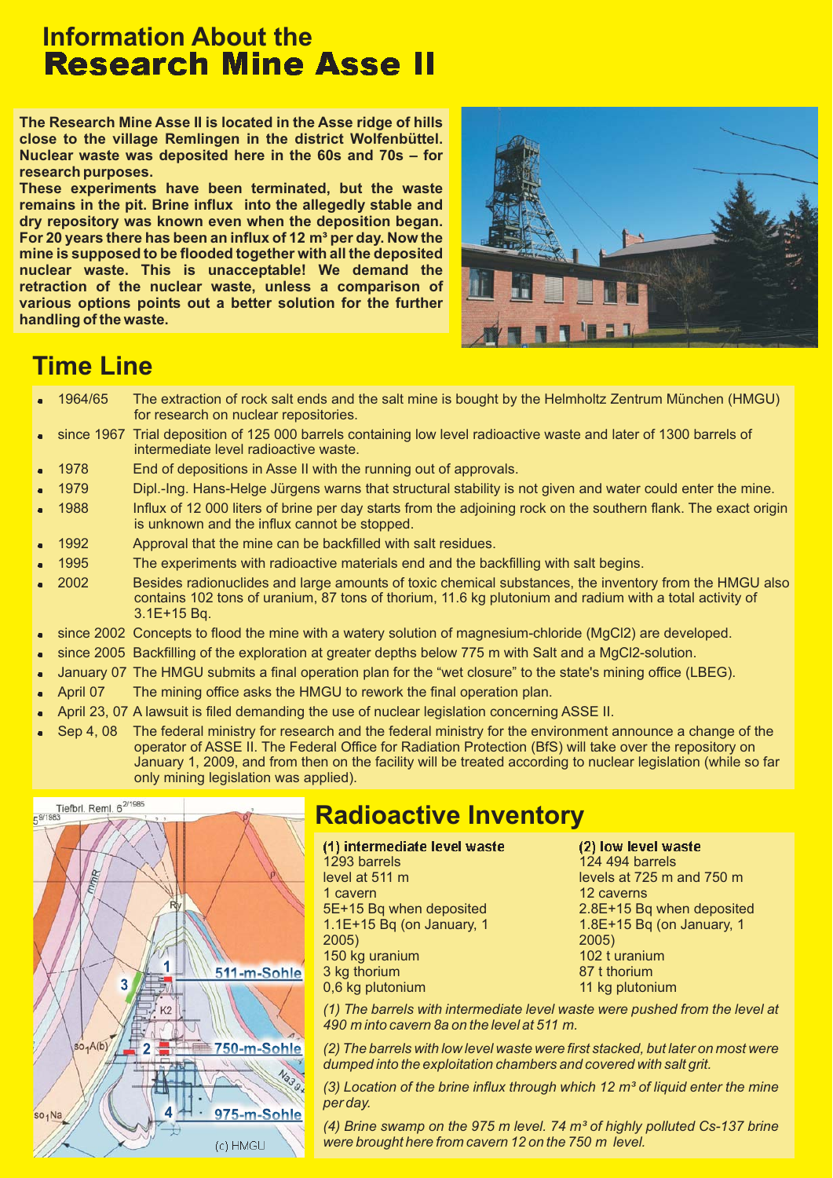# Information About the
# Research Mine Asse II

**The Research Mine Asse II is located in the Asse ridge of hills close to the village Remlingen in the district Wolfenbüttel. Nuclear waste was deposited here in the 60s and 70s – for research purposes.**
**These experiments have been terminated, but the waste remains in the pit. Brine influx into the allegedly stable and dry repository was known even when the deposition began. For 20 years there has been an influx of 12 m³ per day. Now the mine is supposed to be flooded together with all the deposited nuclear waste. This is unacceptable! We demand the retraction of the nuclear waste, unless a comparison of various options points out a better solution for the further handling of the waste.**

## Time Line

- 1964/65 The extraction of rock salt ends and the salt mine is bought by the Helmholtz Zentrum München (HMGU) for research on nuclear repositories.
- since 1967 Trial deposition of 125 000 barrels containing low level radioactive waste and later of 1300 barrels of intermediate level radioactive waste.
- 1978 End of depositions in Asse II with the running out of approvals.
- 1979 Dipl.-Ing. Hans-Helge Jürgens warns that structural stability is not given and water could enter the mine.
- 1988 Influx of 12 000 liters of brine per day starts from the adjoining rock on the southern flank. The exact origin is unknown and the influx cannot be stopped.
- 1992 Approval that the mine can be backfilled with salt residues.
- 1995 The experiments with radioactive materials end and the backfilling with salt begins.
- 2002 Besides radionuclides and large amounts of toxic chemical substances, the inventory from the HMGU also contains 102 tons of uranium, 87 tons of thorium, 11.6 kg plutonium and radium with a total activity of 3.1E+15 Bq.
- since 2002 Concepts to flood the mine with a watery solution of magnesium-chloride ($MgCl_2$) are developed.
- since 2005 Backfilling of the exploration at greater depths below 775 m with Salt and a $MgCl_2$-solution.
- January 07 The HMGU submits a final operation plan for the “wet closure” to the state's mining office (LBEG).
- April 07 The mining office asks the HMGU to rework the final operation plan.
- April 23, 07 A lawsuit is filed demanding the use of nuclear legislation concerning ASSE II.
- Sep 4, 08 The federal ministry for research and the federal ministry for the environment announce a change of the operator of ASSE II. The Federal Office for Radiation Protection (BfS) will take over the repository on January 1, 2009, and from then on the facility will be treated according to nuclear legislation (while so far only mining legislation was applied).

## Radioactive Inventory

**(1) intermediate level waste**
1293 barrels
level at 511 m
1 cavern
5E+15 Bq when deposited
1.1E+15 Bq (on January, 1 2005)
150 kg uranium
3 kg thorium
0,6 kg plutonium

**(2) low level waste**
124 494 barrels
levels at 725 m and 750 m
12 caverns
2.8E+15 Bq when deposited
1.8E+15 Bq (on January, 1 2005)
102 t uranium
87 t thorium
11 kg plutonium

*(1) The barrels with intermediate level waste were pushed from the level at 490 m into cavern 8a on the level at 511 m.*

*(2) The barrels with low level waste were first stacked, but later on most were dumped into the exploitation chambers and covered with salt grit.*

*(3) Location of the brine influx through which 12 m³ of liquid enter the mine per day.*

*(4) Brine swamp on the 975 m level. 74 m³ of highly polluted Cs-137 brine were brought here from cavern 12 on the 750 m level.*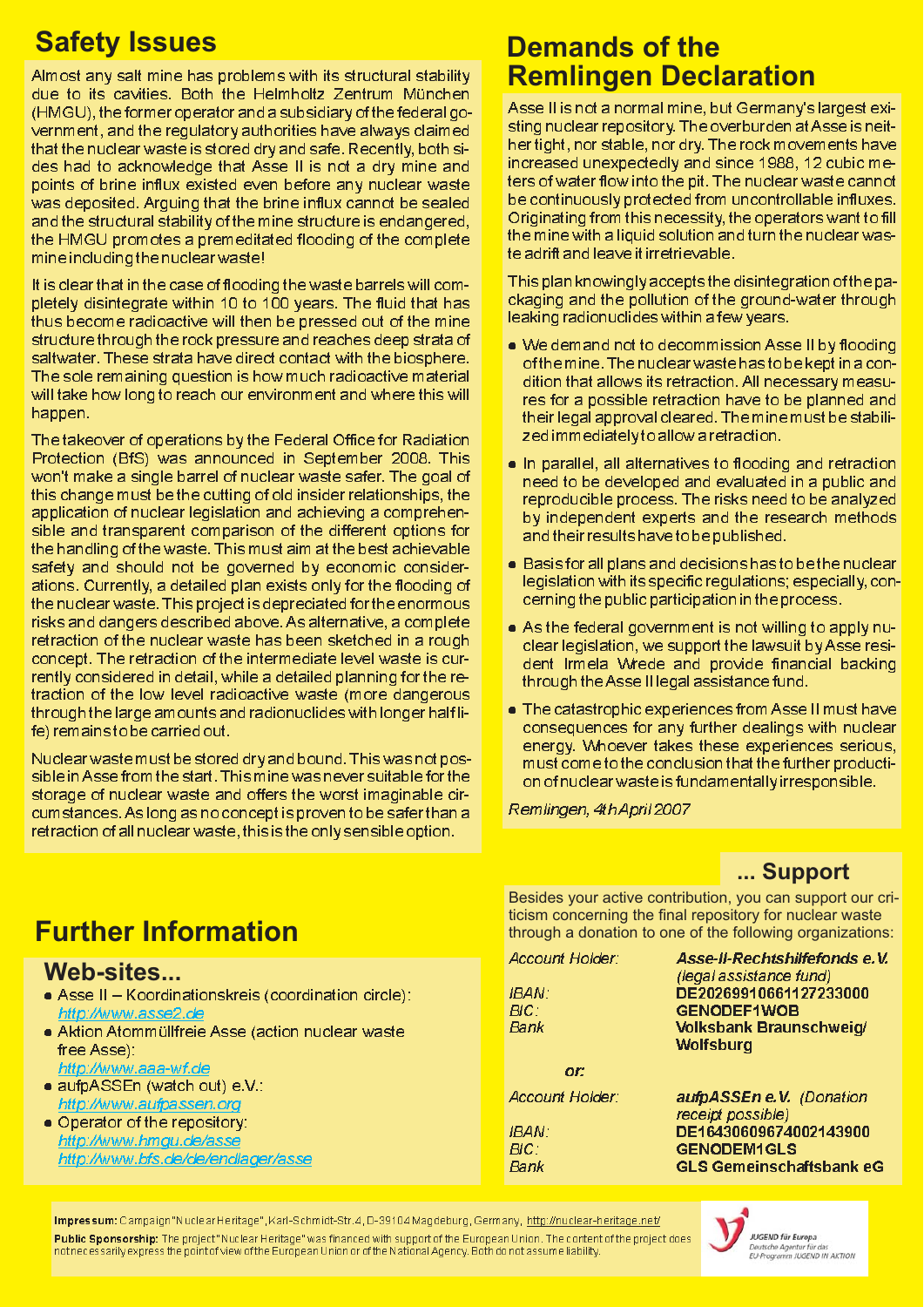## Safety Issues

Almost any salt mine has problems with its structural stability due to its cavities. Both the Helmholtz Zentrum München (HMGU), the former operator and a subsidiary of the federal government, and the regulatory authorities have always claimed that the nuclear waste is stored dry and safe. Recently, both sides had to acknowledge that Asse II is not a dry mine and points of brine influx existed even before any nuclear waste was deposited. Arguing that the brine influx cannot be sealed and the structural stability of the mine structure is endangered, the HMGU promotes a premeditated flooding of the complete mine including the nuclear waste!

It is clear that in the case of flooding the waste barrels will completely disintegrate within 10 to 100 years. The fluid that has thus become radioactive will then be pressed out of the mine structure through the rock pressure and reaches deep strata of saltwater. These strata have direct contact with the biosphere. The sole remaining question is how much radioactive material will take how long to reach our environment and where this will happen.

The takeover of operations by the Federal Office for Radiation Protection (BfS) was announced in September 2008. This won't make a single barrel of nuclear waste safer. The goal of this change must be the cutting of old insider relationships, the application of nuclear legislation and achieving a comprehensible and transparent comparison of the different options for the handling of the waste. This must aim at the best achievable safety and should not be governed by economic considerations. Currently, a detailed plan exists only for the flooding of the nuclear waste. This project is depreciated for the enormous risks and dangers described above. As alternative, a complete retraction of the nuclear waste has been sketched in a rough concept. The retraction of the intermediate level waste is currently considered in detail, while a detailed planning for the retraction of the low level radioactive waste (more dangerous through the large amounts and radionuclides with longer half life) remains to be carried out.

Nuclear waste must be stored dry and bound. This was not possible in Asse from the start. This mine was never suitable for the storage of nuclear waste and offers the worst imaginable circumstances. As long as no concept is proven to be safer than a retraction of all nuclear waste, this is the only sensible option.

## Demands of the Remlingen Declaration

Asse II is not a normal mine, but Germany's largest existing nuclear repository. The overburden at Asse is neither tight, nor stable, nor dry. The rock movements have increased unexpectedly and since 1988, 12 cubic meters of water flow into the pit. The nuclear waste cannot be continuously protected from uncontrollable influxes. Originating from this necessity, the operators want to fill the mine with a liquid solution and turn the nuclear waste adrift and leave it irretrievable.

This plan knowingly accepts the disintegration of the packaging and the pollution of the ground-water through leaking radionuclides within a few years.

- We demand not to decommission Asse II by flooding of the mine. The nuclear waste has to be kept in a condition that allows its retraction. All necessary measures for a possible retraction have to be planned and their legal approval cleared. The mine must be stabilized immediately to allow a retraction.
- In parallel, all alternatives to flooding and retraction need to be developed and evaluated in a public and reproducible process. The risks need to be analyzed by independent experts and the research methods and their results have to be published.
- Basis for all plans and decisions has to be the nuclear legislation with its specific regulations; especially, concerning the public participation in the process.
- As the federal government is not willing to apply nuclear legislation, we support the lawsuit by Asse resident Irmela Wrede and provide financial backing through the Asse II legal assistance fund.
- The catastrophic experiences from Asse II must have consequences for any further dealings with nuclear energy. Whoever takes these experiences serious, must come to the conclusion that the further production of nuclear waste is fundamentally irresponsible.

*Remlingen, 4th April 2007*

## Further Information

### Web-sites...

- Asse II – Koordinationskreis (coordination circle): http://www.asse2.de
- Aktion Atommüllfreie Asse (action nuclear waste free Asse): http://www.aaa-wf.de
- aufpASSEn (watch out) e.V.: http://www.aufpassen.org
- Operator of the repository: http://www.hmgu.de/asse http://www.bfs.de/de/endlager/asse

## ... Support

Besides your active contribution, you can support our criticism concerning the final repository for nuclear waste through a donation to one of the following organizations:

| | |
|---|---|
| *Account Holder:* | ***Asse-II-Rechtshilfefonds e.V.*** *(legal assistance fund)* |
| *IBAN:* | **DE20269910661127233000** |
| *BIC:* | **GENODEF1WOB** |
| *Bank* | **Volksbank Braunschweig/ Wolfsburg** |

*or:*

| | |
|---|---|
| *Account Holder:* | ***aufpASSEn e.V.*** *(Donation receipt possible)* |
| *IBAN:* | **DE16430609674002143900** |
| *BIC:* | **GENODEM1GLS** |
| *Bank* | **GLS Gemeinschaftsbank eG** |

**Impressum:** Campaign "Nuclear Heritage", Karl-Schmidt-Str.4, D-39104 Magdeburg, Germany, http://nuclear-heritage.net/

**Public Sponsorship:** The project "Nuclear Heritage" was financed with support of the European Union. The content of the project does not necessarily express the point of view of the European Union or of the National Agency. Both do not assume liability.

JUGEND für Europa
Deutsche Agentur für das EU-Programm JUGEND IN AKTION